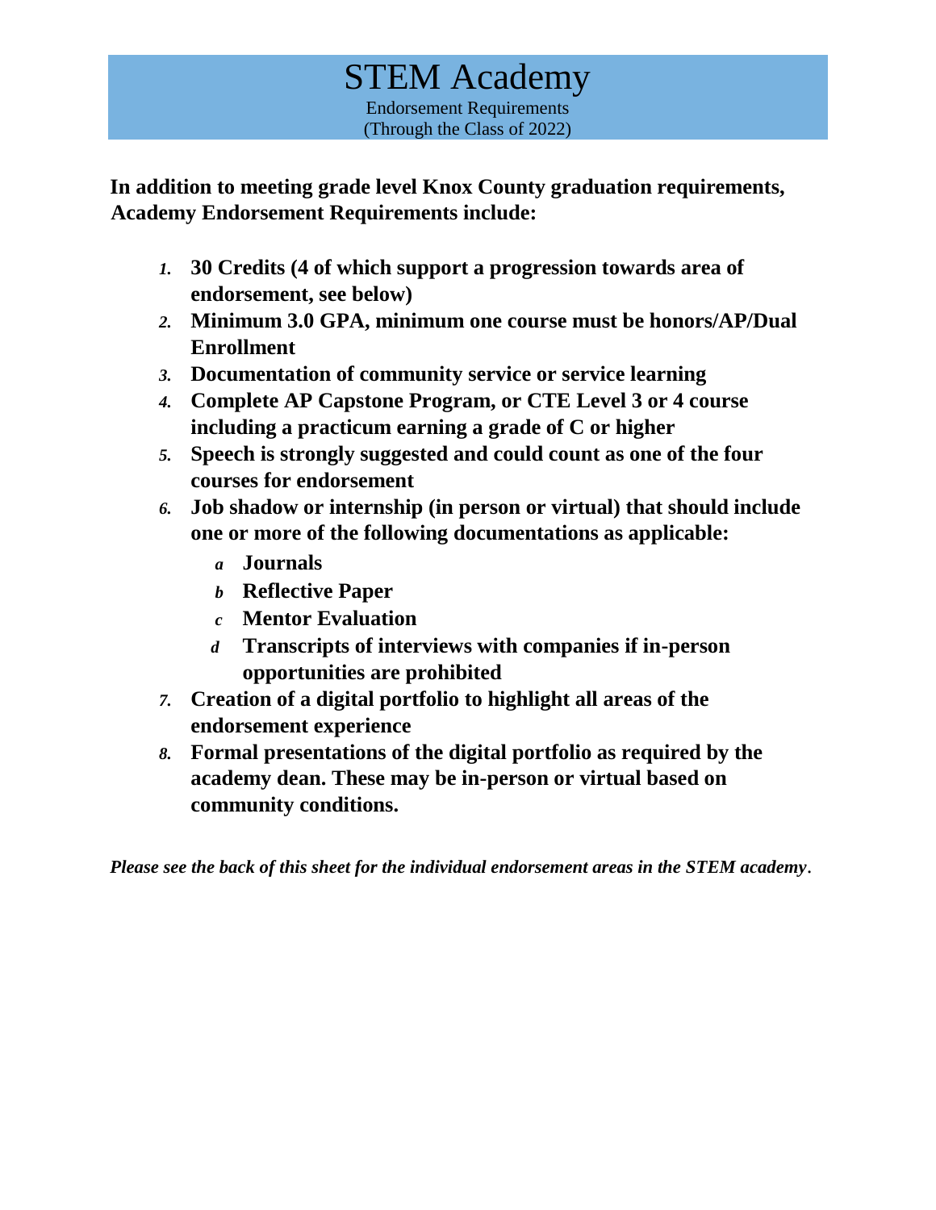# STEM Academy

Endorsement Requirements
(Through the Class of 2022)

**In addition to meeting grade level Knox County graduation requirements, Academy Endorsement Requirements include:**

1. **30 Credits (4 of which support a progression towards area of endorsement, see below)**
2. **Minimum 3.0 GPA, minimum one course must be honors/AP/Dual Enrollment**
3. **Documentation of community service or service learning**
4. **Complete AP Capstone Program, or CTE Level 3 or 4 course including a practicum earning a grade of C or higher**
5. **Speech is strongly suggested and could count as one of the four courses for endorsement**
6. **Job shadow or internship (in person or virtual) that should include one or more of the following documentations as applicable:**
   - a. **Journals**
   - b. **Reflective Paper**
   - c. **Mentor Evaluation**
   - d. **Transcripts of interviews with companies if in-person opportunities are prohibited**
7. **Creation of a digital portfolio to highlight all areas of the endorsement experience**
8. **Formal presentations of the digital portfolio as required by the academy dean. These may be in-person or virtual based on community conditions.**

***Please see the back of this sheet for the individual endorsement areas in the STEM academy.***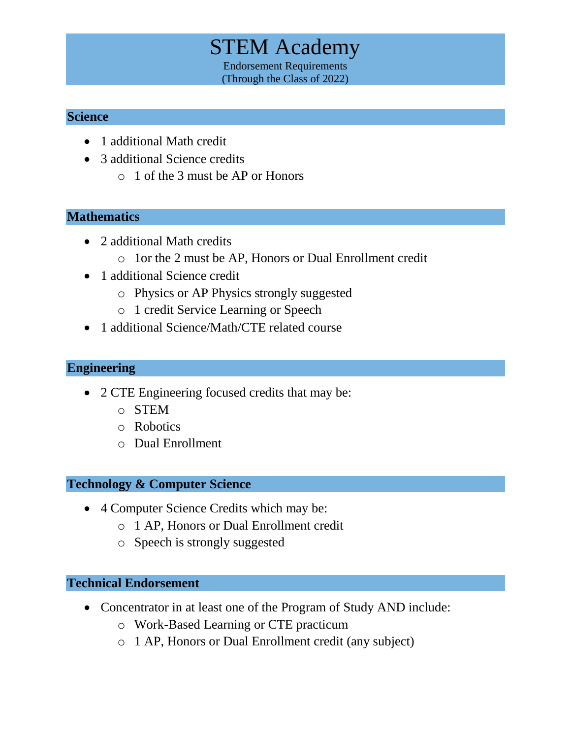# STEM Academy

Endorsement Requirements
(Through the Class of 2022)

## Science

- 1 additional Math credit
- 3 additional Science credits
  - 1 of the 3 must be AP or Honors

## Mathematics

- 2 additional Math credits
  - 1or the 2 must be AP, Honors or Dual Enrollment credit
- 1 additional Science credit
  - Physics or AP Physics strongly suggested
  - 1 credit Service Learning or Speech
- 1 additional Science/Math/CTE related course

## Engineering

- 2 CTE Engineering focused credits that may be:
  - STEM
  - Robotics
  - Dual Enrollment

## Technology & Computer Science

- 4 Computer Science Credits which may be:
  - 1 AP, Honors or Dual Enrollment credit
  - Speech is strongly suggested

## Technical Endorsement

- Concentrator in at least one of the Program of Study AND include:
  - Work-Based Learning or CTE practicum
  - 1 AP, Honors or Dual Enrollment credit (any subject)